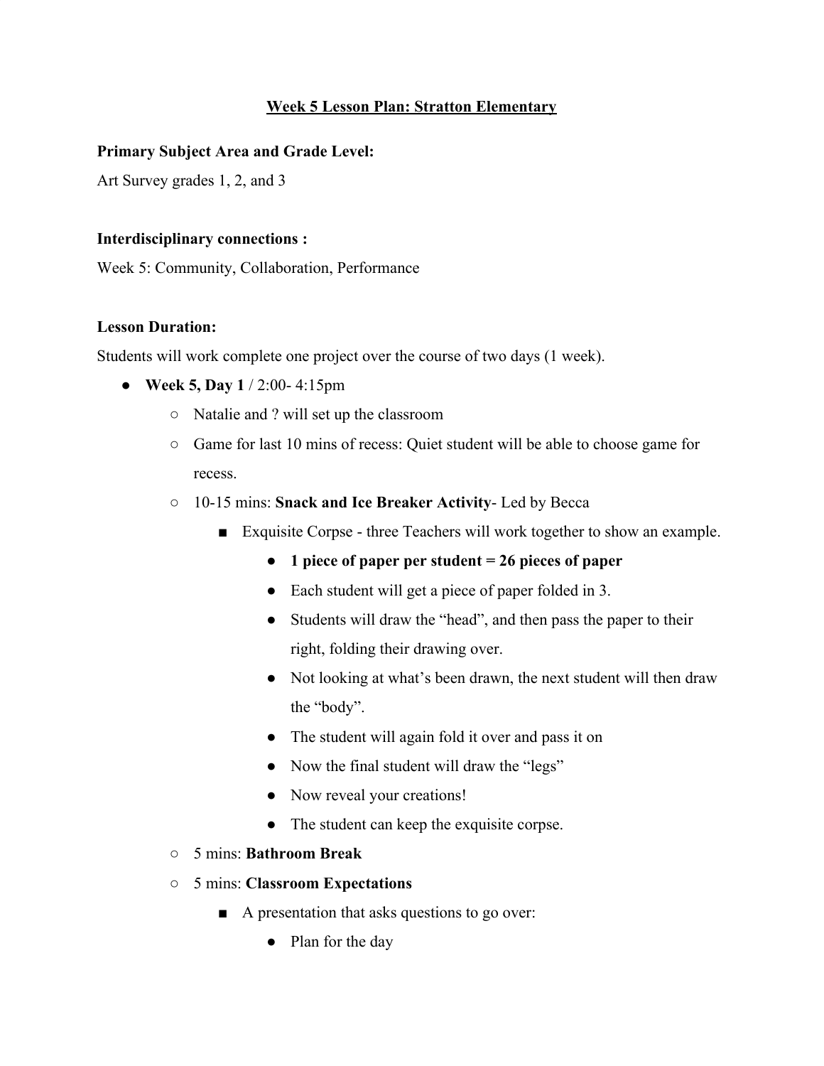**Week 5 Lesson Plan: Stratton Elementary**

**Primary Subject Area and Grade Level:**

Art Survey grades 1, 2, and 3

**Interdisciplinary connections :**

Week 5: Community, Collaboration, Performance

**Lesson Duration:**

Students will work complete one project over the course of two days (1 week).

- **Week 5, Day 1** / 2:00- 4:15pm
  - Natalie and ? will set up the classroom
  - Game for last 10 mins of recess: Quiet student will be able to choose game for recess.
  - 10-15 mins: **Snack and Ice Breaker Activity**- Led by Becca
    - Exquisite Corpse - three Teachers will work together to show an example.
      - **1 piece of paper per student = 26 pieces of paper**
      - Each student will get a piece of paper folded in 3.
      - Students will draw the "head", and then pass the paper to their right, folding their drawing over.
      - Not looking at what's been drawn, the next student will then draw the "body".
      - The student will again fold it over and pass it on
      - Now the final student will draw the "legs"
      - Now reveal your creations!
      - The student can keep the exquisite corpse.
  - 5 mins: **Bathroom Break**
  - 5 mins: **Classroom Expectations**
    - A presentation that asks questions to go over:
      - Plan for the day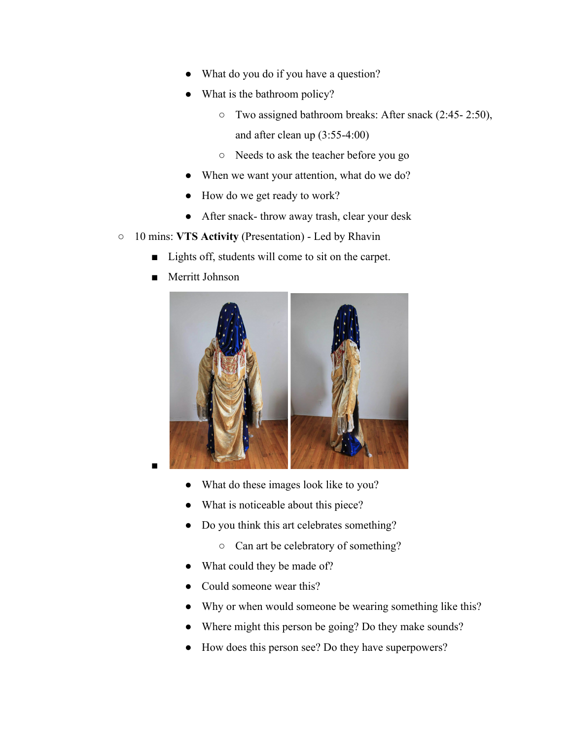- What do you do if you have a question?
        - What is the bathroom policy?
            - Two assigned bathroom breaks: After snack (2:45- 2:50), and after clean up (3:55-4:00)
            - Needs to ask the teacher before you go
        - When we want your attention, what do we do?
        - How do we get ready to work?
        - After snack- throw away trash, clear your desk
- 10 mins: **VTS Activity** (Presentation) - Led by Rhavin
    - Lights off, students will come to sit on the carpet.
    - Merritt Johnson
    - 
        - What do these images look like to you?
        - What is noticeable about this piece?
        - Do you think this art celebrates something?
            - Can art be celebratory of something?
        - What could they be made of?
        - Could someone wear this?
        - Why or when would someone be wearing something like this?
        - Where might this person be going? Do they make sounds?
        - How does this person see? Do they have superpowers?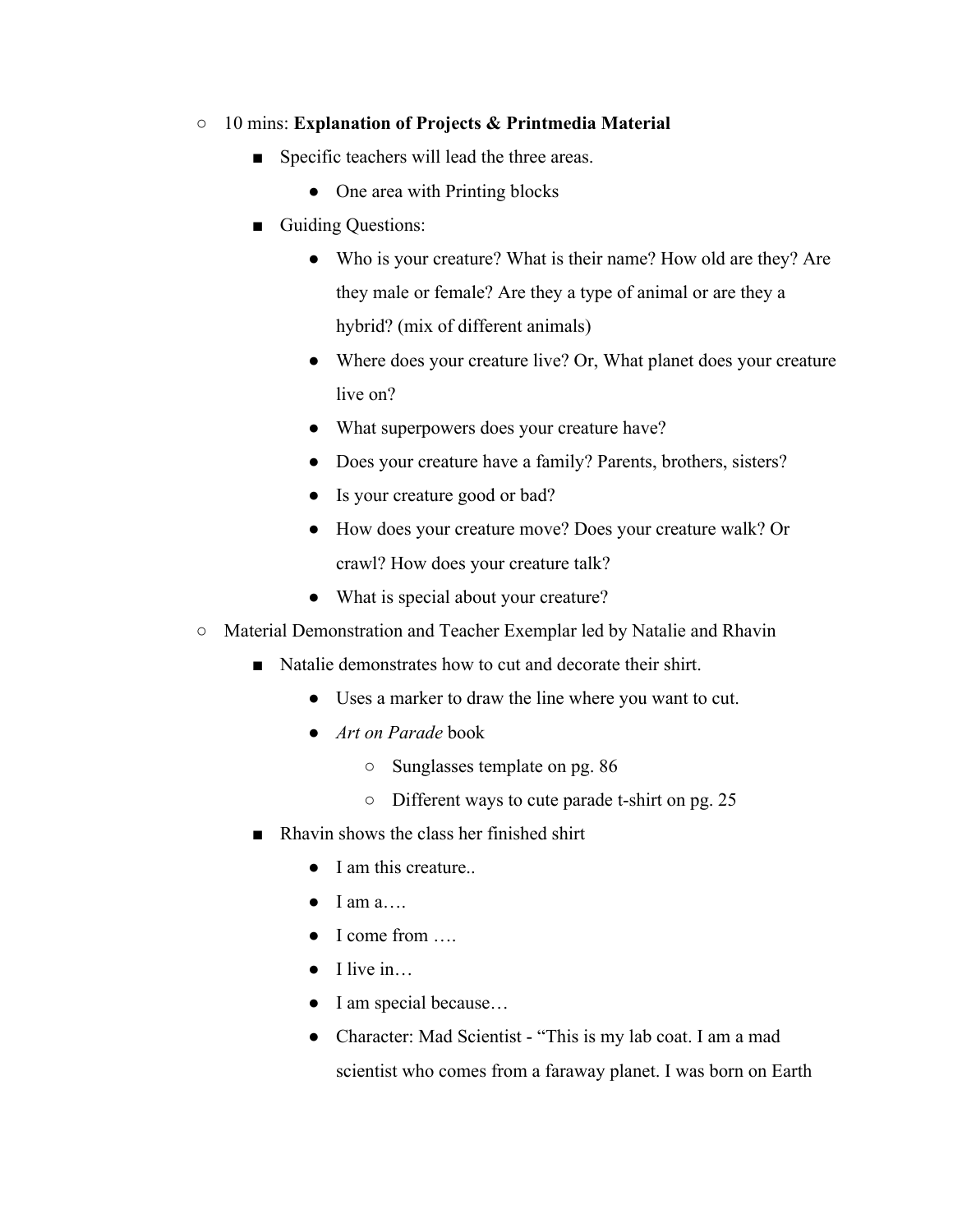- 10 mins: **Explanation of Projects & Printmedia Material**
    - Specific teachers will lead the three areas.
        - One area with Printing blocks
    - Guiding Questions:
        - Who is your creature? What is their name? How old are they? Are they male or female? Are they a type of animal or are they a hybrid? (mix of different animals)
        - Where does your creature live? Or, What planet does your creature live on?
        - What superpowers does your creature have?
        - Does your creature have a family? Parents, brothers, sisters?
        - Is your creature good or bad?
        - How does your creature move? Does your creature walk? Or crawl? How does your creature talk?
        - What is special about your creature?
- Material Demonstration and Teacher Exemplar led by Natalie and Rhavin
    - Natalie demonstrates how to cut and decorate their shirt.
        - Uses a marker to draw the line where you want to cut.
        - *Art on Parade* book
            - Sunglasses template on pg. 86
            - Different ways to cute parade t-shirt on pg. 25
    - Rhavin shows the class her finished shirt
        - I am this creature..
        - I am a….
        - I come from ….
        - I live in…
        - I am special because…
        - Character: Mad Scientist - "This is my lab coat. I am a mad scientist who comes from a faraway planet. I was born on Earth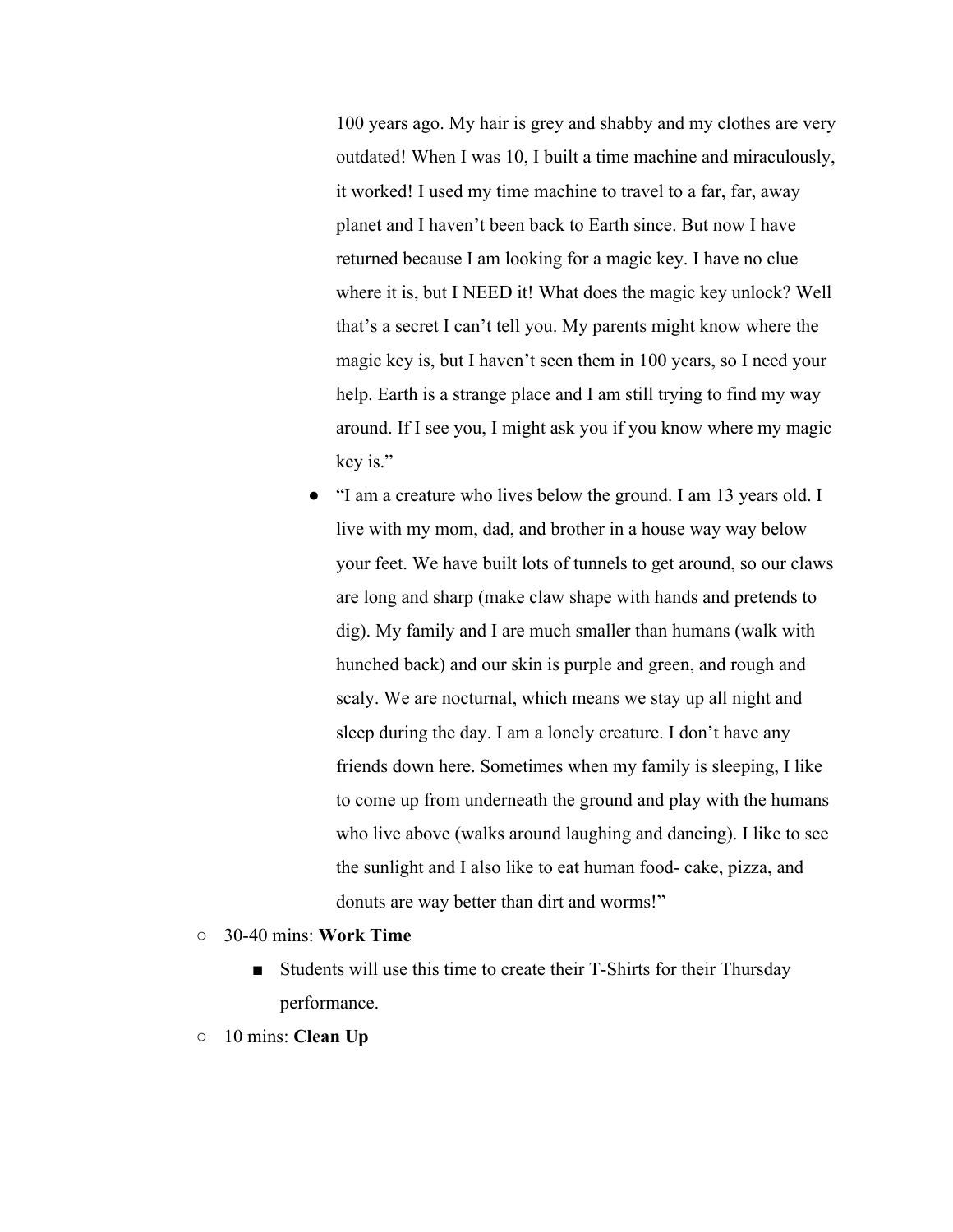100 years ago. My hair is grey and shabby and my clothes are very outdated! When I was 10, I built a time machine and miraculously, it worked! I used my time machine to travel to a far, far, away planet and I haven't been back to Earth since. But now I have returned because I am looking for a magic key. I have no clue where it is, but I NEED it! What does the magic key unlock? Well that's a secret I can't tell you. My parents might know where the magic key is, but I haven't seen them in 100 years, so I need your help. Earth is a strange place and I am still trying to find my way around. If I see you, I might ask you if you know where my magic key is."

- "I am a creature who lives below the ground. I am 13 years old. I live with my mom, dad, and brother in a house way way below your feet. We have built lots of tunnels to get around, so our claws are long and sharp (make claw shape with hands and pretends to dig). My family and I are much smaller than humans (walk with hunched back) and our skin is purple and green, and rough and scaly. We are nocturnal, which means we stay up all night and sleep during the day. I am a lonely creature. I don't have any friends down here. Sometimes when my family is sleeping, I like to come up from underneath the ground and play with the humans who live above (walks around laughing and dancing). I like to see the sunlight and I also like to eat human food- cake, pizza, and donuts are way better than dirt and worms!"

- 30-40 mins: **Work Time**
  - Students will use this time to create their T-Shirts for their Thursday performance.
- 10 mins: **Clean Up**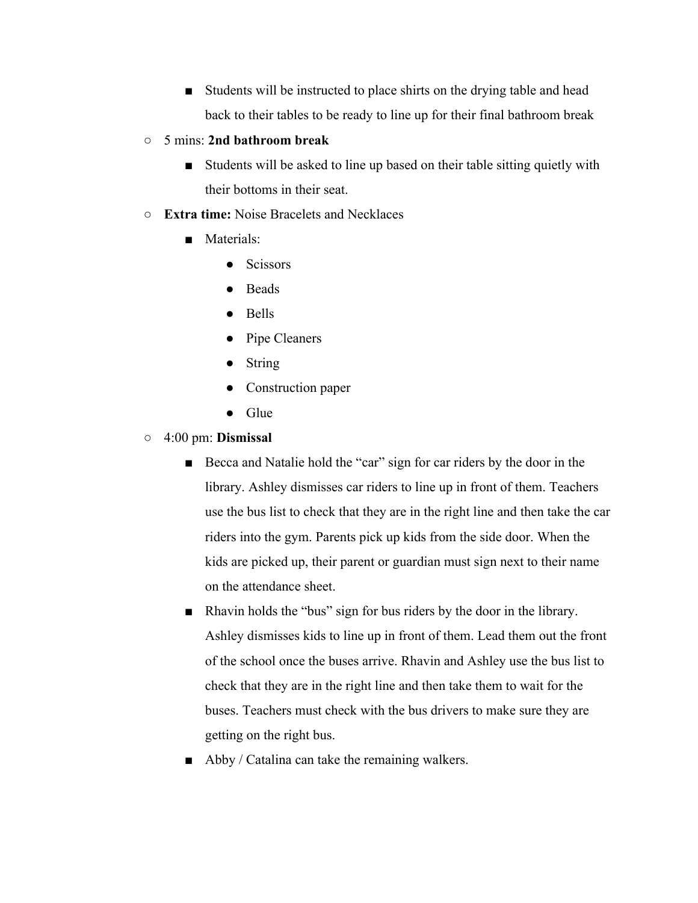- Students will be instructed to place shirts on the drying table and head back to their tables to be ready to line up for their final bathroom break
    - 5 mins: **2nd bathroom break**
        - Students will be asked to line up based on their table sitting quietly with their bottoms in their seat.
    - **Extra time:** Noise Bracelets and Necklaces
        - Materials:
            - Scissors
            - Beads
            - Bells
            - Pipe Cleaners
            - String
            - Construction paper
            - Glue
    - 4:00 pm: **Dismissal**
        - Becca and Natalie hold the "car" sign for car riders by the door in the library. Ashley dismisses car riders to line up in front of them. Teachers use the bus list to check that they are in the right line and then take the car riders into the gym. Parents pick up kids from the side door. When the kids are picked up, their parent or guardian must sign next to their name on the attendance sheet.
        - Rhavin holds the "bus" sign for bus riders by the door in the library. Ashley dismisses kids to line up in front of them. Lead them out the front of the school once the buses arrive. Rhavin and Ashley use the bus list to check that they are in the right line and then take them to wait for the buses. Teachers must check with the bus drivers to make sure they are getting on the right bus.
        - Abby / Catalina can take the remaining walkers.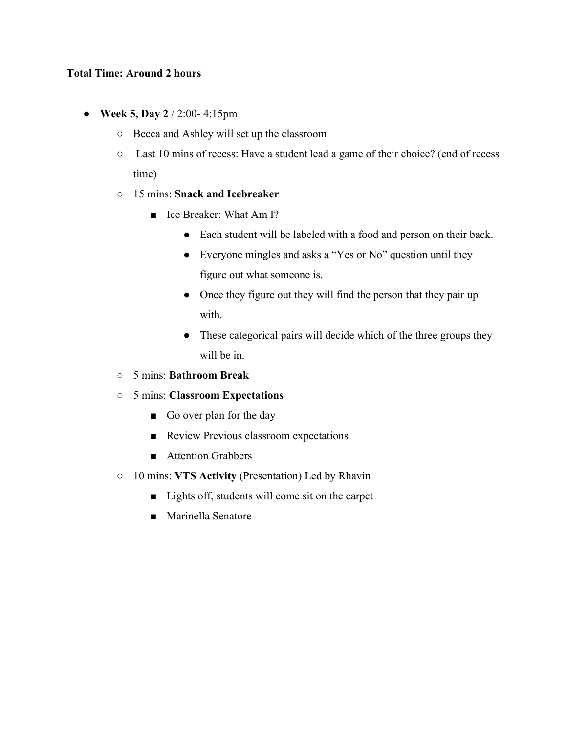**Total Time: Around 2 hours**

- **Week 5, Day 2** / 2:00- 4:15pm
  - Becca and Ashley will set up the classroom
  - Last 10 mins of recess: Have a student lead a game of their choice? (end of recess time)
  - 15 mins: **Snack and Icebreaker**
    - Ice Breaker: What Am I?
      - Each student will be labeled with a food and person on their back.
      - Everyone mingles and asks a "Yes or No" question until they figure out what someone is.
      - Once they figure out they will find the person that they pair up with.
      - These categorical pairs will decide which of the three groups they will be in.
  - 5 mins: **Bathroom Break**
  - 5 mins: **Classroom Expectations**
    - Go over plan for the day
    - Review Previous classroom expectations
    - Attention Grabbers
  - 10 mins: **VTS Activity** (Presentation) Led by Rhavin
    - Lights off, students will come sit on the carpet
    - Marinella Senatore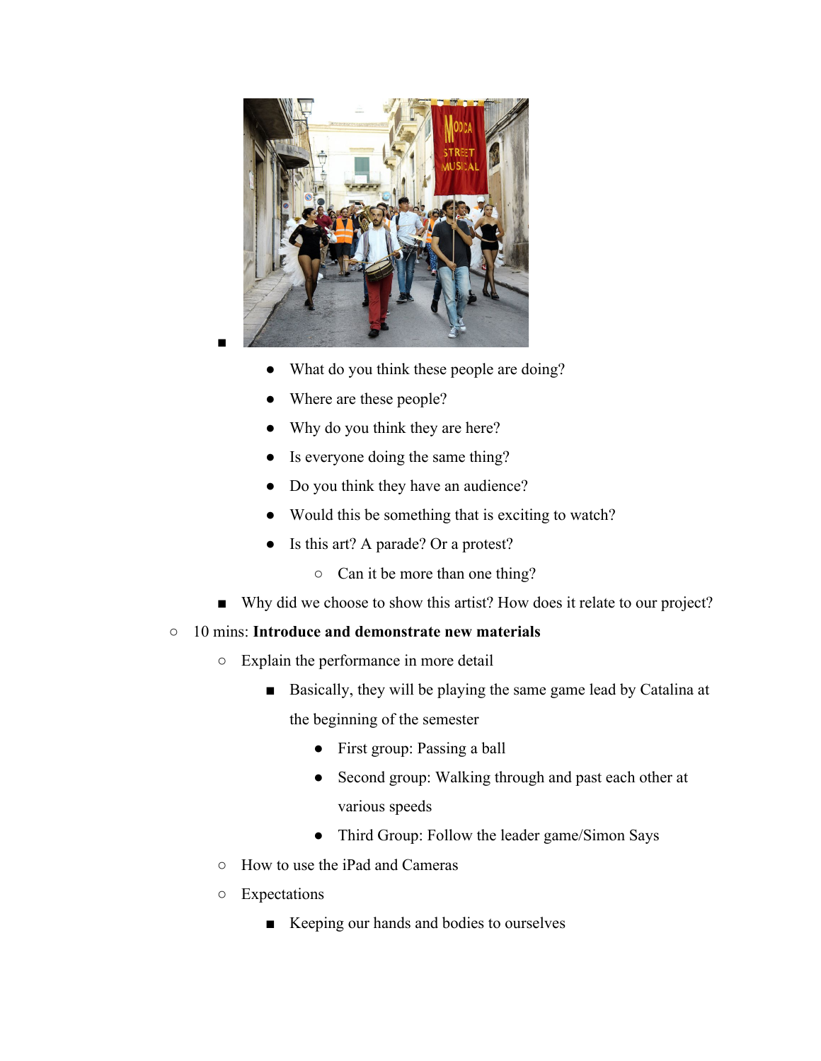- What do you think these people are doing?
- Where are these people?
- Why do you think they are here?
- Is everyone doing the same thing?
- Do you think they have an audience?
- Would this be something that is exciting to watch?
- Is this art? A parade? Or a protest?
  - Can it be more than one thing?

- Why did we choose to show this artist? How does it relate to our project?

- 10 mins: **Introduce and demonstrate new materials**
  - Explain the performance in more detail
    - Basically, they will be playing the same game lead by Catalina at the beginning of the semester
      - First group: Passing a ball
      - Second group: Walking through and past each other at various speeds
      - Third Group: Follow the leader game/Simon Says
  - How to use the iPad and Cameras
  - Expectations
    - Keeping our hands and bodies to ourselves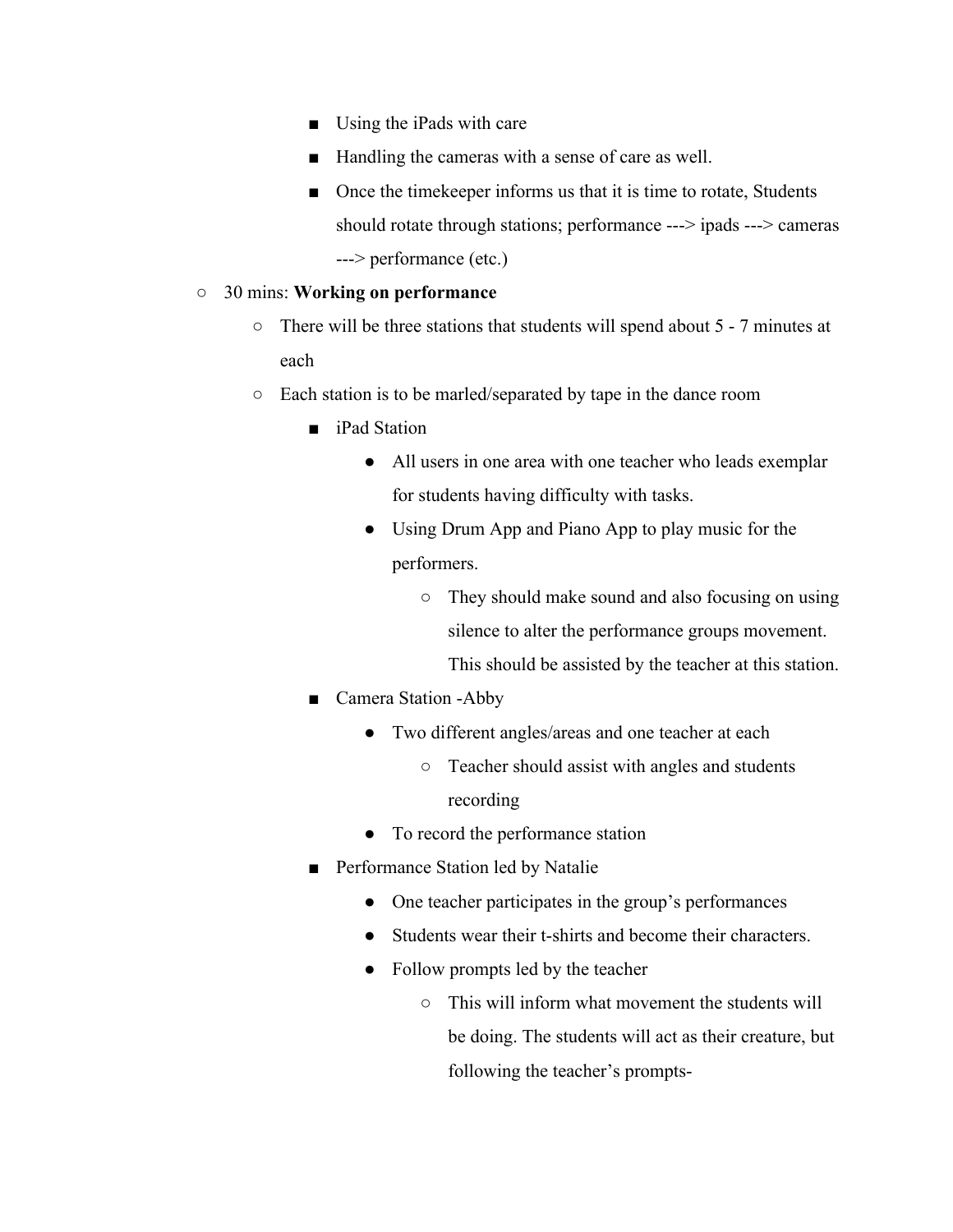- Using the iPads with care
        - Handling the cameras with a sense of care as well.
        - Once the timekeeper informs us that it is time to rotate, Students should rotate through stations; performance ---> ipads ---> cameras ---> performance (etc.)
- 30 mins: **Working on performance**
    - There will be three stations that students will spend about 5 - 7 minutes at each
    - Each station is to be marled/separated by tape in the dance room
        - iPad Station
            - All users in one area with one teacher who leads exemplar for students having difficulty with tasks.
            - Using Drum App and Piano App to play music for the performers.
                - They should make sound and also focusing on using silence to alter the performance groups movement. This should be assisted by the teacher at this station.
        - Camera Station -Abby
            - Two different angles/areas and one teacher at each
                - Teacher should assist with angles and students recording
            - To record the performance station
        - Performance Station led by Natalie
            - One teacher participates in the group's performances
            - Students wear their t-shirts and become their characters.
            - Follow prompts led by the teacher
                - This will inform what movement the students will be doing. The students will act as their creature, but following the teacher's prompts-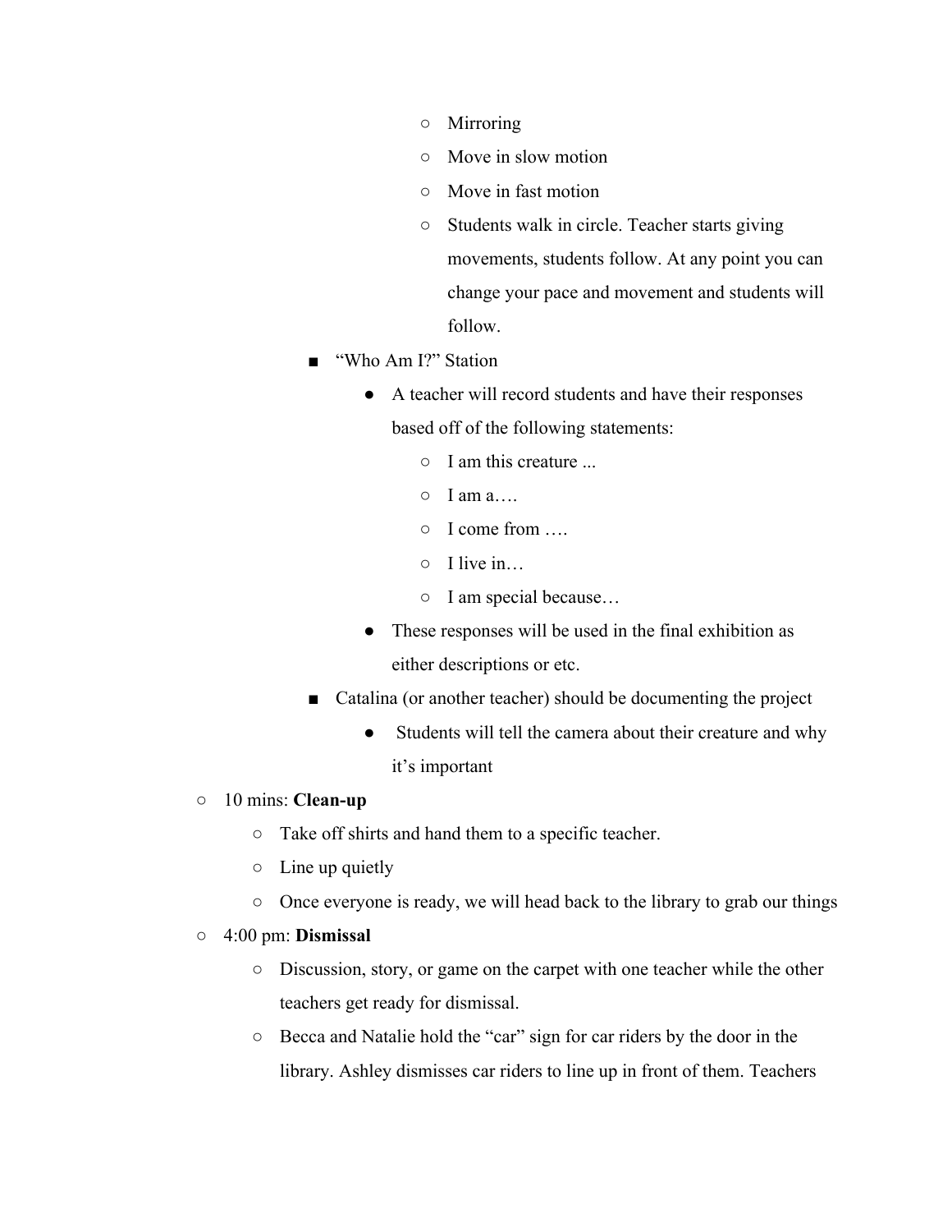- Mirroring
        - Move in slow motion
        - Move in fast motion
        - Students walk in circle. Teacher starts giving movements, students follow. At any point you can change your pace and movement and students will follow.
    - "Who Am I?" Station
        - A teacher will record students and have their responses based off of the following statements:
            - I am this creature ...
            - I am a….
            - I come from ….
            - I live in…
            - I am special because…
        - These responses will be used in the final exhibition as either descriptions or etc.
    - Catalina (or another teacher) should be documenting the project
        - Students will tell the camera about their creature and why it's important

- 10 mins: **Clean-up**
    - Take off shirts and hand them to a specific teacher.
    - Line up quietly
    - Once everyone is ready, we will head back to the library to grab our things
- 4:00 pm: **Dismissal**
    - Discussion, story, or game on the carpet with one teacher while the other teachers get ready for dismissal.
    - Becca and Natalie hold the "car" sign for car riders by the door in the library. Ashley dismisses car riders to line up in front of them. Teachers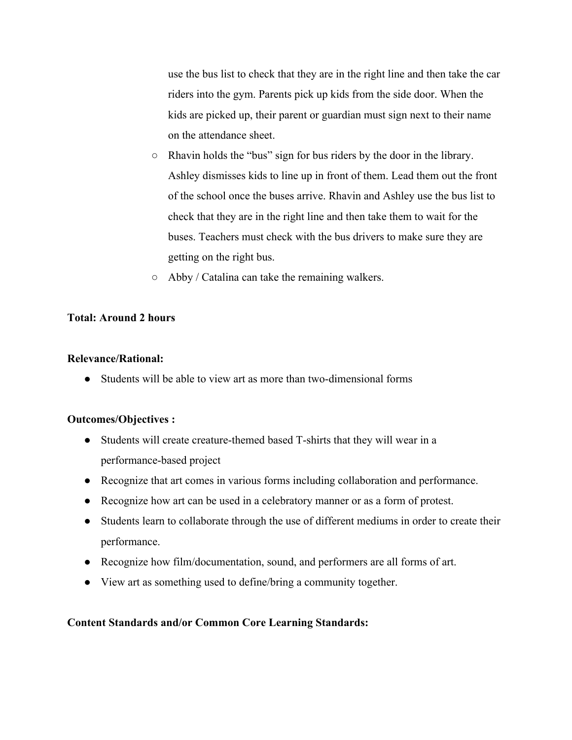use the bus list to check that they are in the right line and then take the car riders into the gym. Parents pick up kids from the side door. When the kids are picked up, their parent or guardian must sign next to their name on the attendance sheet.

  - Rhavin holds the "bus" sign for bus riders by the door in the library. Ashley dismisses kids to line up in front of them. Lead them out the front of the school once the buses arrive. Rhavin and Ashley use the bus list to check that they are in the right line and then take them to wait for the buses. Teachers must check with the bus drivers to make sure they are getting on the right bus.
  - Abby / Catalina can take the remaining walkers.

**Total: Around 2 hours**

**Relevance/Rational:**

- Students will be able to view art as more than two-dimensional forms

**Outcomes/Objectives :**

- Students will create creature-themed based T-shirts that they will wear in a performance-based project
- Recognize that art comes in various forms including collaboration and performance.
- Recognize how art can be used in a celebratory manner or as a form of protest.
- Students learn to collaborate through the use of different mediums in order to create their performance.
- Recognize how film/documentation, sound, and performers are all forms of art.
- View art as something used to define/bring a community together.

**Content Standards and/or Common Core Learning Standards:**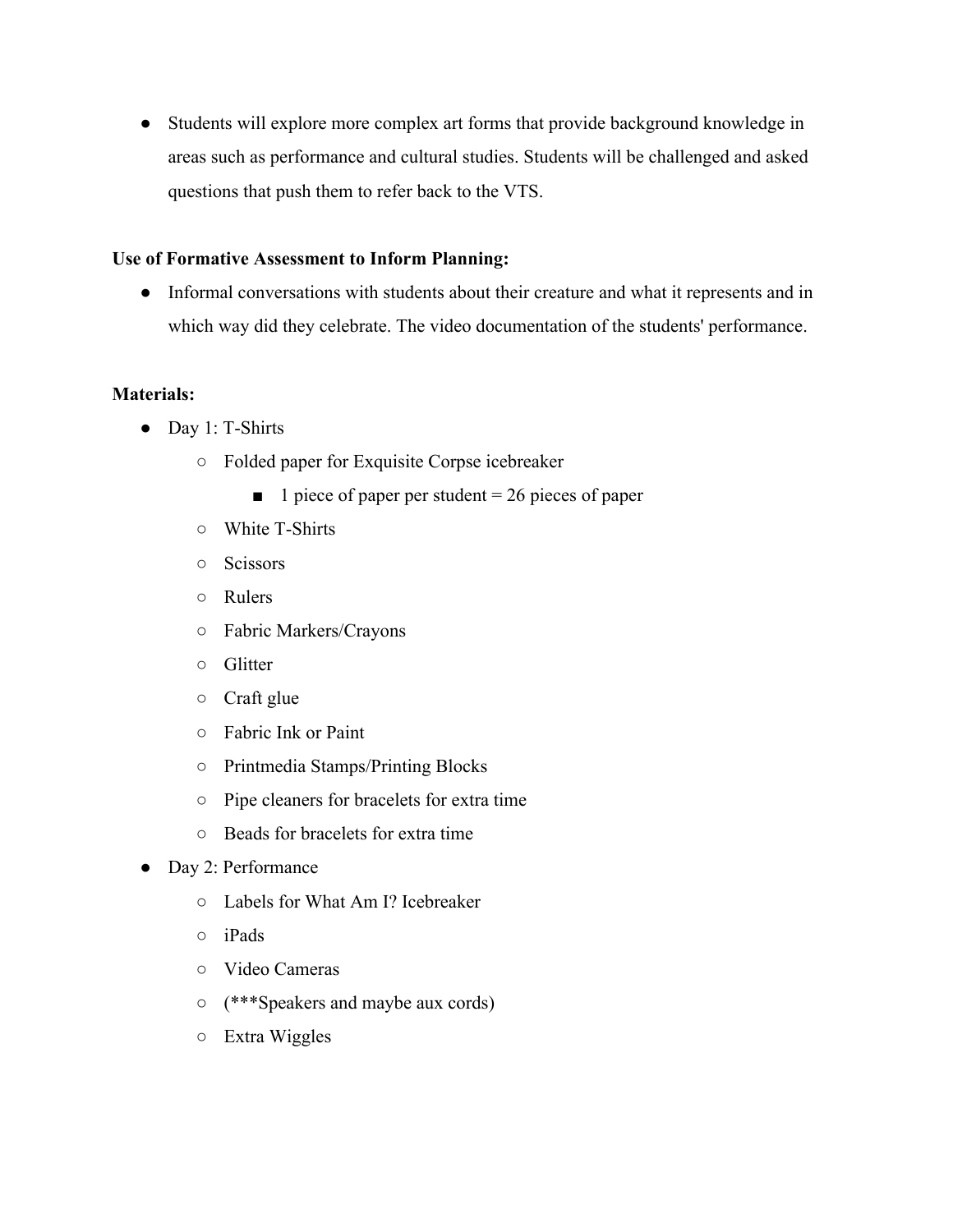- Students will explore more complex art forms that provide background knowledge in areas such as performance and cultural studies. Students will be challenged and asked questions that push them to refer back to the VTS.

**Use of Formative Assessment to Inform Planning:**

- Informal conversations with students about their creature and what it represents and in which way did they celebrate. The video documentation of the students' performance.

**Materials:**

- Day 1: T-Shirts
  - Folded paper for Exquisite Corpse icebreaker
    - 1 piece of paper per student = 26 pieces of paper
  - White T-Shirts
  - Scissors
  - Rulers
  - Fabric Markers/Crayons
  - Glitter
  - Craft glue
  - Fabric Ink or Paint
  - Printmedia Stamps/Printing Blocks
  - Pipe cleaners for bracelets for extra time
  - Beads for bracelets for extra time
- Day 2: Performance
  - Labels for What Am I? Icebreaker
  - iPads
  - Video Cameras
  - (***Speakers and maybe aux cords)
  - Extra Wiggles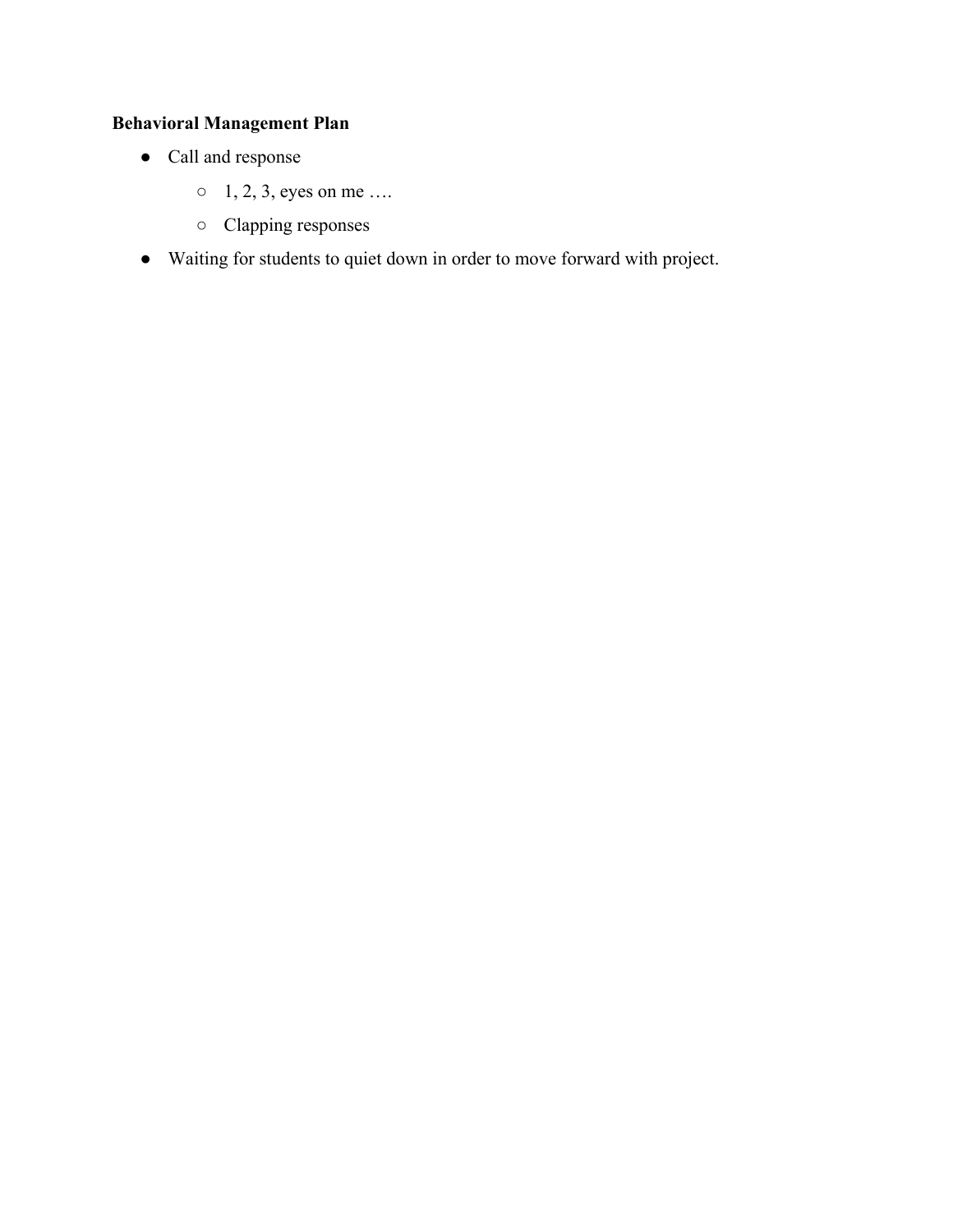**Behavioral Management Plan**

- Call and response
  - 1, 2, 3, eyes on me ….
  - Clapping responses
- Waiting for students to quiet down in order to move forward with project.